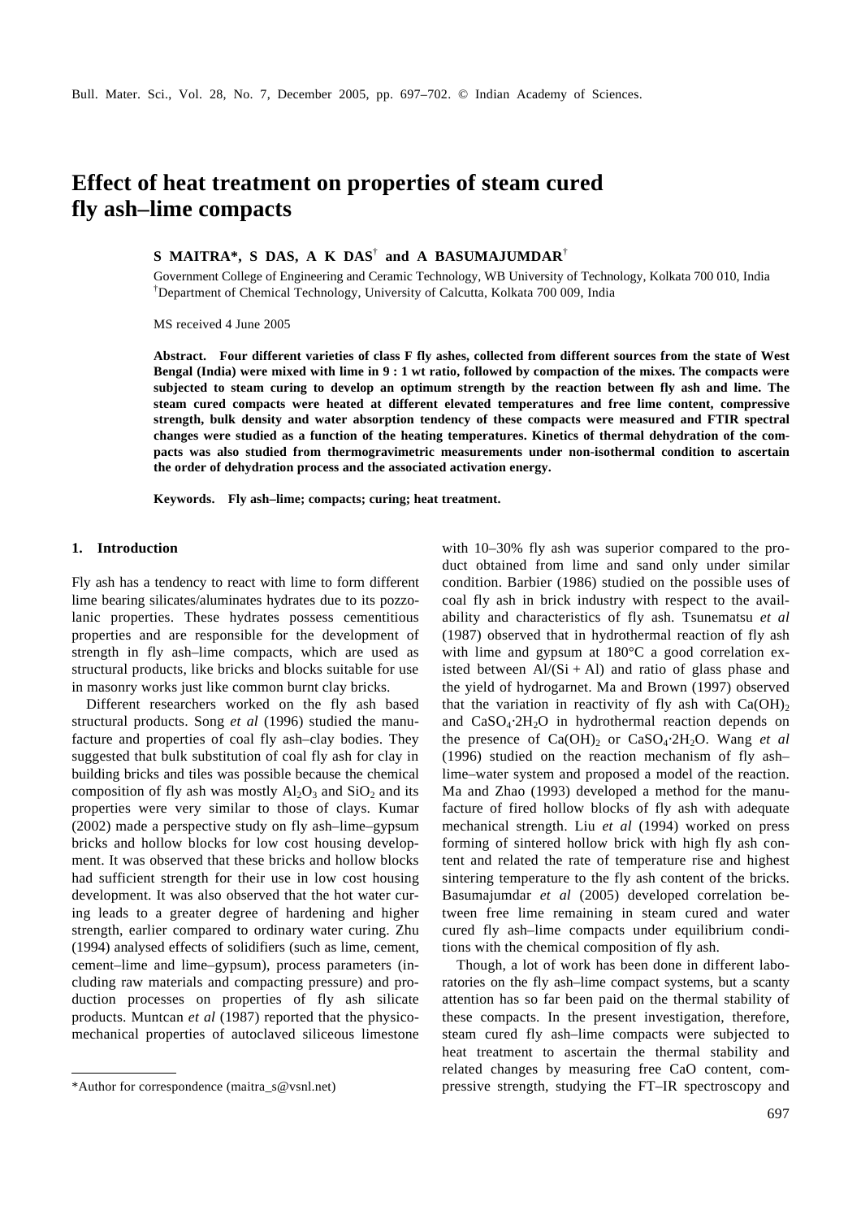# Effect of heat treatment on properties of steam cured fly ash–lime compacts

**S MAITRA\*, S DAS, A K DAS[†] and A BASUMAJUMDAR[†]**

Government College of Engineering and Ceramic Technology, WB University of Technology, Kolkata 700 010, India
[†]Department of Chemical Technology, University of Calcutta, Kolkata 700 009, India

MS received 4 June 2005

**Abstract.** **Four different varieties of class F fly ashes, collected from different sources from the state of West Bengal (India) were mixed with lime in 9 : 1 wt ratio, followed by compaction of the mixes. The compacts were subjected to steam curing to develop an optimum strength by the reaction between fly ash and lime. The steam cured compacts were heated at different elevated temperatures and free lime content, compressive strength, bulk density and water absorption tendency of these compacts were measured and FTIR spectral changes were studied as a function of the heating temperatures. Kinetics of thermal dehydration of the compacts was also studied from thermogravimetric measurements under non-isothermal condition to ascertain the order of dehydration process and the associated activation energy.**

**Keywords.** Fly ash–lime; compacts; curing; heat treatment.

## 1. Introduction

Fly ash has a tendency to react with lime to form different lime bearing silicates/aluminates hydrates due to its pozzolanic properties. These hydrates possess cementitious properties and are responsible for the development of strength in fly ash–lime compacts, which are used as structural products, like bricks and blocks suitable for use in masonry works just like common burnt clay bricks.

Different researchers worked on the fly ash based structural products. Song *et al* (1996) studied the manufacture and properties of coal fly ash–clay bodies. They suggested that bulk substitution of coal fly ash for clay in building bricks and tiles was possible because the chemical composition of fly ash was mostly $Al_2O_3$ and $SiO_2$ and its properties were very similar to those of clays. Kumar (2002) made a perspective study on fly ash–lime–gypsum bricks and hollow blocks for low cost housing development. It was observed that these bricks and hollow blocks had sufficient strength for their use in low cost housing development. It was also observed that the hot water curing leads to a greater degree of hardening and higher strength, earlier compared to ordinary water curing. Zhu (1994) analysed effects of solidifiers (such as lime, cement, cement–lime and lime–gypsum), process parameters (including raw materials and compacting pressure) and production processes on properties of fly ash silicate products. Muntcan *et al* (1987) reported that the physico-mechanical properties of autoclaved siliceous limestone with 10–30% fly ash was superior compared to the product obtained from lime and sand only under similar condition. Barbier (1986) studied on the possible uses of coal fly ash in brick industry with respect to the availability and characteristics of fly ash. Tsunematsu *et al* (1987) observed that in hydrothermal reaction of fly ash with lime and gypsum at 180°C a good correlation existed between Al/(Si + Al) and ratio of glass phase and the yield of hydrogarnet. Ma and Brown (1997) observed that the variation in reactivity of fly ash with $Ca(OH)_2$ and $CaSO_4 \cdot 2H_2O$ in hydrothermal reaction depends on the presence of $Ca(OH)_2$ or $CaSO_4 \cdot 2H_2O$. Wang *et al* (1996) studied on the reaction mechanism of fly ash–lime–water system and proposed a model of the reaction. Ma and Zhao (1993) developed a method for the manufacture of fired hollow blocks of fly ash with adequate mechanical strength. Liu *et al* (1994) worked on press forming of sintered hollow brick with high fly ash content and related the rate of temperature rise and highest sintering temperature to the fly ash content of the bricks. Basumajumdar *et al* (2005) developed correlation between free lime remaining in steam cured and water cured fly ash–lime compacts under equilibrium conditions with the chemical composition of fly ash.

Though, a lot of work has been done in different laboratories on the fly ash–lime compact systems, but a scanty attention has so far been paid on the thermal stability of these compacts. In the present investigation, therefore, steam cured fly ash–lime compacts were subjected to heat treatment to ascertain the thermal stability and related changes by measuring free CaO content, compressive strength, studying the FT–IR spectroscopy and

\*Author for correspondence (maitra_s@vsnl.net)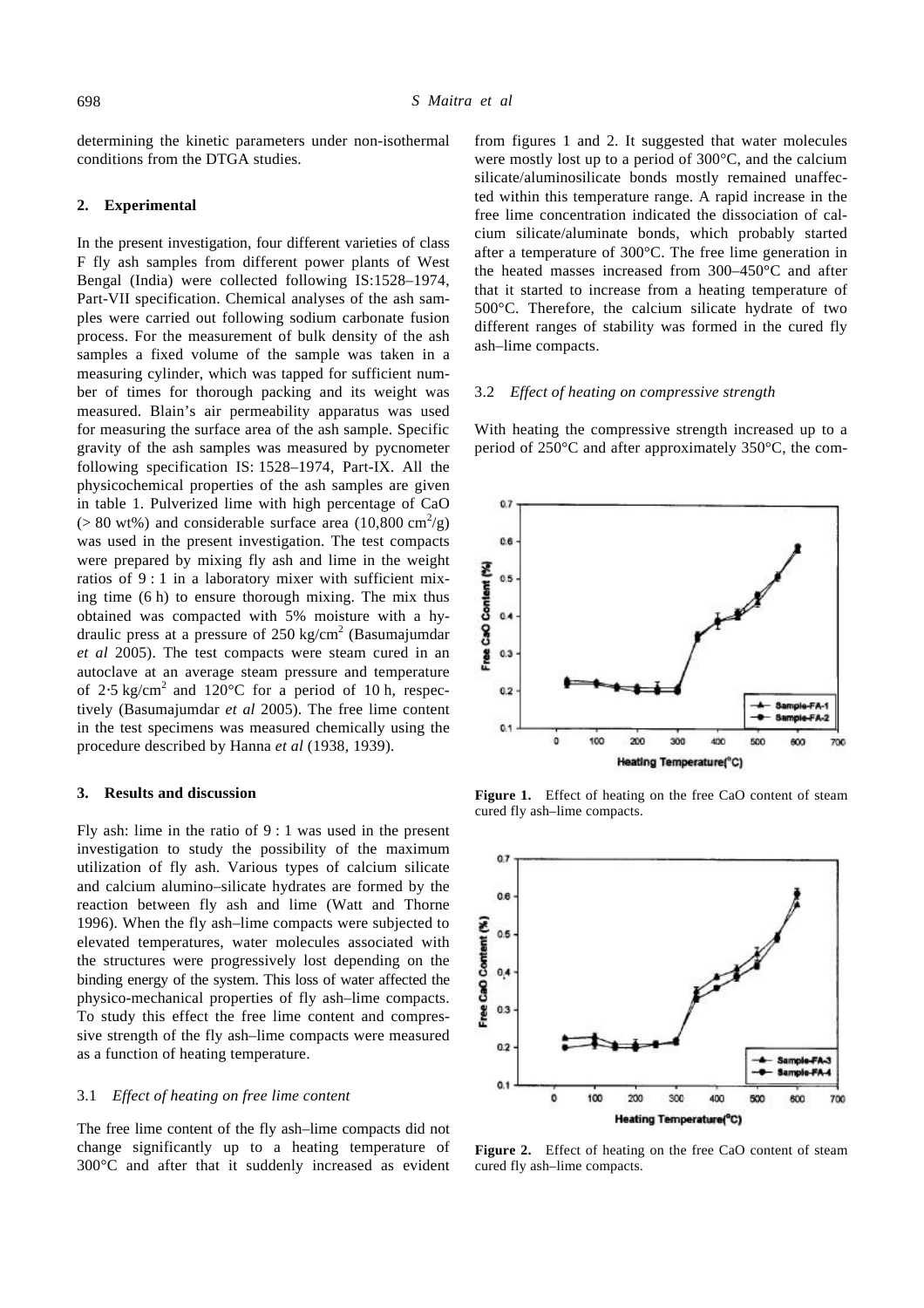determining the kinetic parameters under non-isothermal conditions from the DTGA studies.

## 2. Experimental

In the present investigation, four different varieties of class F fly ash samples from different power plants of West Bengal (India) were collected following IS:1528–1974, Part-VII specification. Chemical analyses of the ash samples were carried out following sodium carbonate fusion process. For the measurement of bulk density of the ash samples a fixed volume of the sample was taken in a measuring cylinder, which was tapped for sufficient number of times for thorough packing and its weight was measured. Blain's air permeability apparatus was used for measuring the surface area of the ash sample. Specific gravity of the ash samples was measured by pycnometer following specification IS: 1528–1974, Part-IX. All the physicochemical properties of the ash samples are given in table 1. Pulverized lime with high percentage of CaO (> 80 wt%) and considerable surface area (10,800 $cm^2/g$) was used in the present investigation. The test compacts were prepared by mixing fly ash and lime in the weight ratios of 9 : 1 in a laboratory mixer with sufficient mixing time (6 h) to ensure thorough mixing. The mix thus obtained was compacted with 5% moisture with a hydraulic press at a pressure of 250 $kg/cm^2$ (Basumajumdar *et al* 2005). The test compacts were steam cured in an autoclave at an average steam pressure and temperature of 2·5 $kg/cm^2$ and 120°C for a period of 10 h, respectively (Basumajumdar *et al* 2005). The free lime content in the test specimens was measured chemically using the procedure described by Hanna *et al* (1938, 1939).

## 3. Results and discussion

Fly ash: lime in the ratio of 9 : 1 was used in the present investigation to study the possibility of the maximum utilization of fly ash. Various types of calcium silicate and calcium alumino–silicate hydrates are formed by the reaction between fly ash and lime (Watt and Thorne 1996). When the fly ash–lime compacts were subjected to elevated temperatures, water molecules associated with the structures were progressively lost depending on the binding energy of the system. This loss of water affected the physico-mechanical properties of fly ash–lime compacts. To study this effect the free lime content and compressive strength of the fly ash–lime compacts were measured as a function of heating temperature.

### 3.1 *Effect of heating on free lime content*

The free lime content of the fly ash–lime compacts did not change significantly up to a heating temperature of 300°C and after that it suddenly increased as evident from figures 1 and 2. It suggested that water molecules were mostly lost up to a period of 300°C, and the calcium silicate/aluminosilicate bonds mostly remained unaffected within this temperature range. A rapid increase in the free lime concentration indicated the dissociation of calcium silicate/aluminate bonds, which probably started after a temperature of 300°C. The free lime generation in the heated masses increased from 300–450°C and after that it started to increase from a heating temperature of 500°C. Therefore, the calcium silicate hydrate of two different ranges of stability was formed in the cured fly ash–lime compacts.

### 3.2 *Effect of heating on compressive strength*

With heating the compressive strength increased up to a period of 250°C and after approximately 350°C, the com-

**Figure 1.** Effect of heating on the free CaO content of steam cured fly ash–lime compacts.

**Figure 2.** Effect of heating on the free CaO content of steam cured fly ash–lime compacts.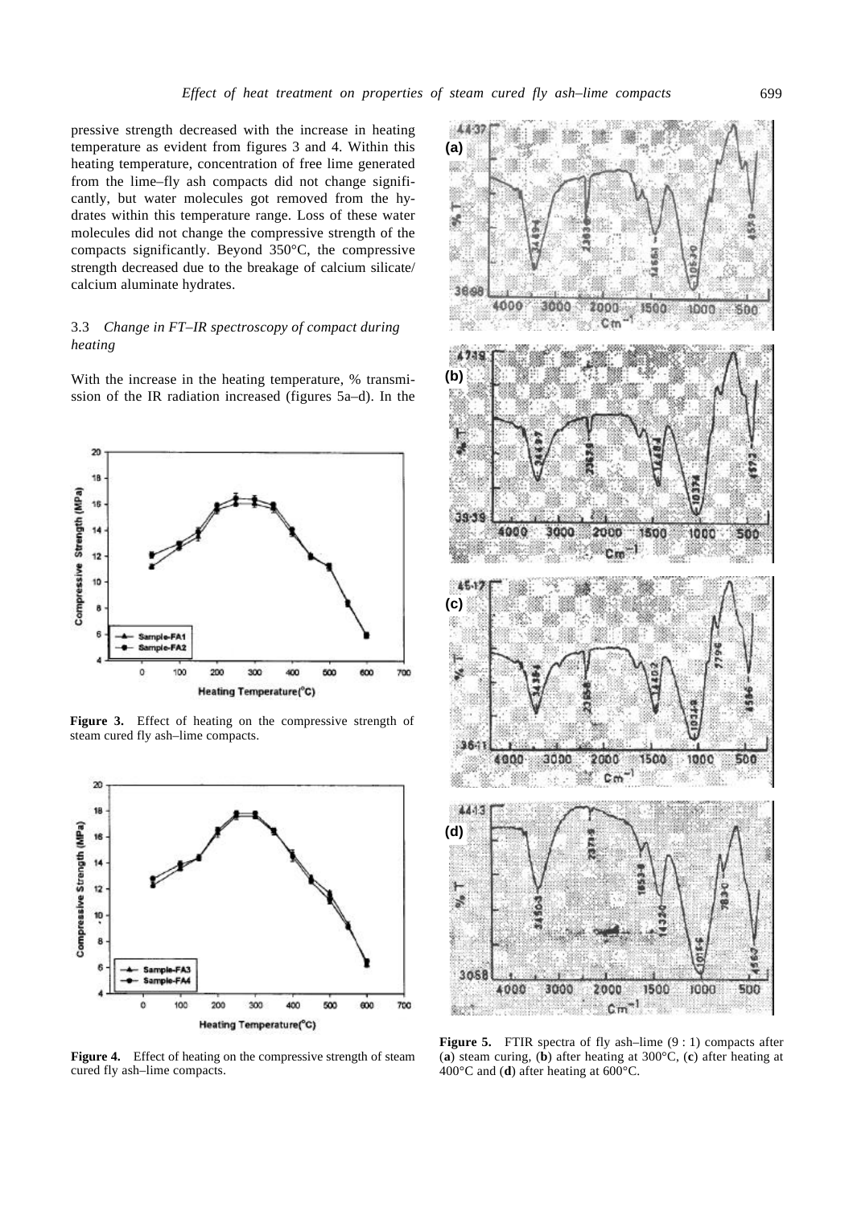pressive strength decreased with the increase in heating temperature as evident from figures 3 and 4. Within this heating temperature, concentration of free lime generated from the lime–fly ash compacts did not change significantly, but water molecules got removed from the hydrates within this temperature range. Loss of these water molecules did not change the compressive strength of the compacts significantly. Beyond 350°C, the compressive strength decreased due to the breakage of calcium silicate/calcium aluminate hydrates.

### 3.3 *Change in FT–IR spectroscopy of compact during heating*

With the increase in the heating temperature, % transmission of the IR radiation increased (figures 5a–d). In the

**Figure 3.** Effect of heating on the compressive strength of steam cured fly ash–lime compacts.

**Figure 4.** Effect of heating on the compressive strength of steam cured fly ash–lime compacts.

**Figure 5.** FTIR spectra of fly ash–lime (9 : 1) compacts after (**a**) steam curing, (**b**) after heating at 300°C, (**c**) after heating at 400°C and (**d**) after heating at 600°C.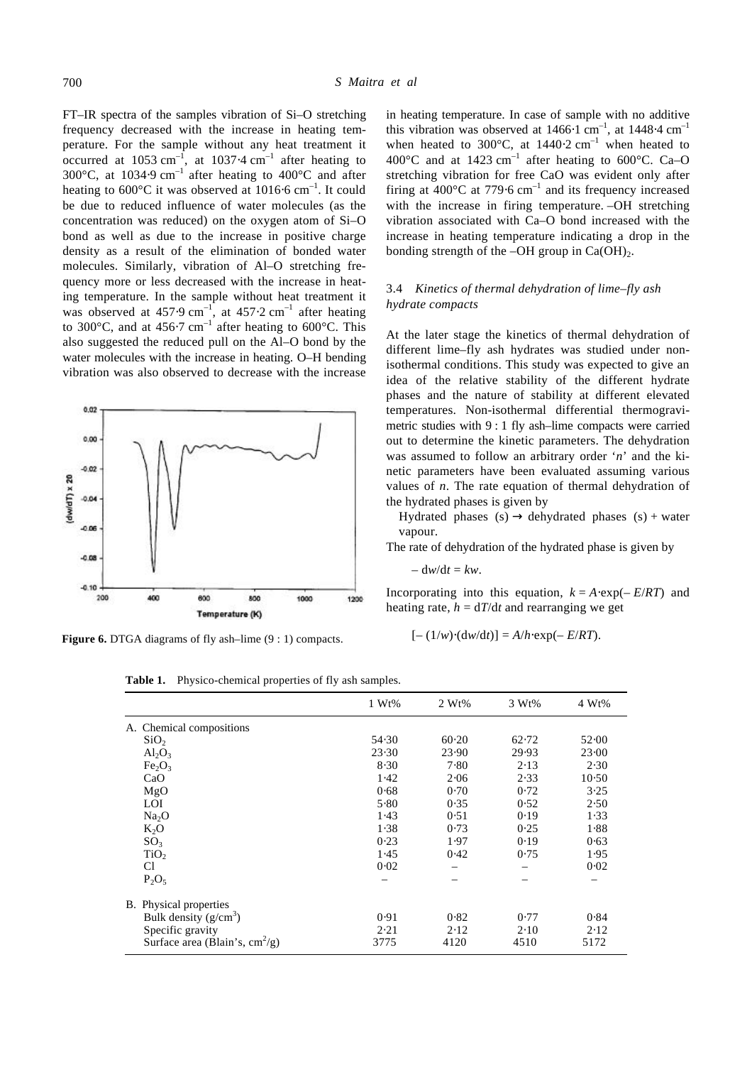FT–IR spectra of the samples vibration of Si–O stretching frequency decreased with the increase in heating temperature. For the sample without any heat treatment it occurred at 1053 $cm^{-1}$, at 1037·4 $cm^{-1}$ after heating to 300°C, at 1034·9 $cm^{-1}$ after heating to 400°C and after heating to 600°C it was observed at 1016·6 $cm^{-1}$. It could be due to reduced influence of water molecules (as the concentration was reduced) on the oxygen atom of Si–O bond as well as due to the increase in positive charge density as a result of the elimination of bonded water molecules. Similarly, vibration of Al–O stretching frequency more or less decreased with the increase in heating temperature. In the sample without heat treatment it was observed at 457·9 $cm^{-1}$, at 457·2 $cm^{-1}$ after heating to 300°C, and at 456·7 $cm^{-1}$ after heating to 600°C. This also suggested the reduced pull on the Al–O bond by the water molecules with the increase in heating. O–H bending vibration was also observed to decrease with the increase in heating temperature. In case of sample with no additive this vibration was observed at 1466·1 $cm^{-1}$, at 1448·4 $cm^{-1}$ when heated to 300°C, at 1440·2 $cm^{-1}$ when heated to 400°C and at 1423 $cm^{-1}$ after heating to 600°C. Ca–O stretching vibration for free CaO was evident only after firing at 400°C at 779·6 $cm^{-1}$ and its frequency increased with the increase in firing temperature. –OH stretching vibration associated with Ca–O bond increased with the increase in heating temperature indicating a drop in the bonding strength of the –OH group in $Ca(OH)_2$.

**Figure 6.** DTGA diagrams of fly ash–lime (9 : 1) compacts.

### 3.4 *Kinetics of thermal dehydration of lime–fly ash hydrate compacts*

At the later stage the kinetics of thermal dehydration of different lime–fly ash hydrates was studied under non-isothermal conditions. This study was expected to give an idea of the relative stability of the different hydrate phases and the nature of stability at different elevated temperatures. Non-isothermal differential thermogravimetric studies with 9 : 1 fly ash–lime compacts were carried out to determine the kinetic parameters. The dehydration was assumed to follow an arbitrary order '$n$' and the kinetic parameters have been evaluated assuming various values of $n$. The rate equation of thermal dehydration of the hydrated phases is given by

Hydrated phases (s) → dehydrated phases (s) + water vapour.

The rate of dehydration of the hydrated phase is given by

$$-\,dw/dt = kw.$$

Incorporating into this equation, $k = A\cdot\exp(-E/RT)$ and heating rate, $h = dT/dt$ and rearranging we get

$$[-(1/w)\cdot(dw/dt)] = A/h\cdot\exp(-E/RT).$$

**Table 1.** Physico-chemical properties of fly ash samples.

| | 1 Wt% | 2 Wt% | 3 Wt% | 4 Wt% |
|---|---|---|---|---|
| A. Chemical compositions | | | | |
| $SiO_2$ | 54·30 | 60·20 | 62·72 | 52·00 |
| $Al_2O_3$ | 23·30 | 23·90 | 29·93 | 23·00 |
| $Fe_2O_3$ | 8·30 | 7·80 | 2·13 | 2·30 |
| CaO | 1·42 | 2·06 | 2·33 | 10·50 |
| MgO | 0·68 | 0·70 | 0·72 | 3·25 |
| LOI | 5·80 | 0·35 | 0·52 | 2·50 |
| $Na_2O$ | 1·43 | 0·51 | 0·19 | 1·33 |
| $K_2O$ | 1·38 | 0·73 | 0·25 | 1·88 |
| $SO_3$ | 0·23 | 1·97 | 0·19 | 0·63 |
| $TiO_2$ | 1·45 | 0·42 | 0·75 | 1·95 |
| Cl | 0·02 | – | – | 0·02 |
| $P_2O_5$ | – | – | – | – |
| B. Physical properties | | | | |
| Bulk density ($g/cm^3$) | 0·91 | 0·82 | 0·77 | 0·84 |
| Specific gravity | 2·21 | 2·12 | 2·10 | 2·12 |
| Surface area (Blain's, $cm^2/g$) | 3775 | 4120 | 4510 | 5172 |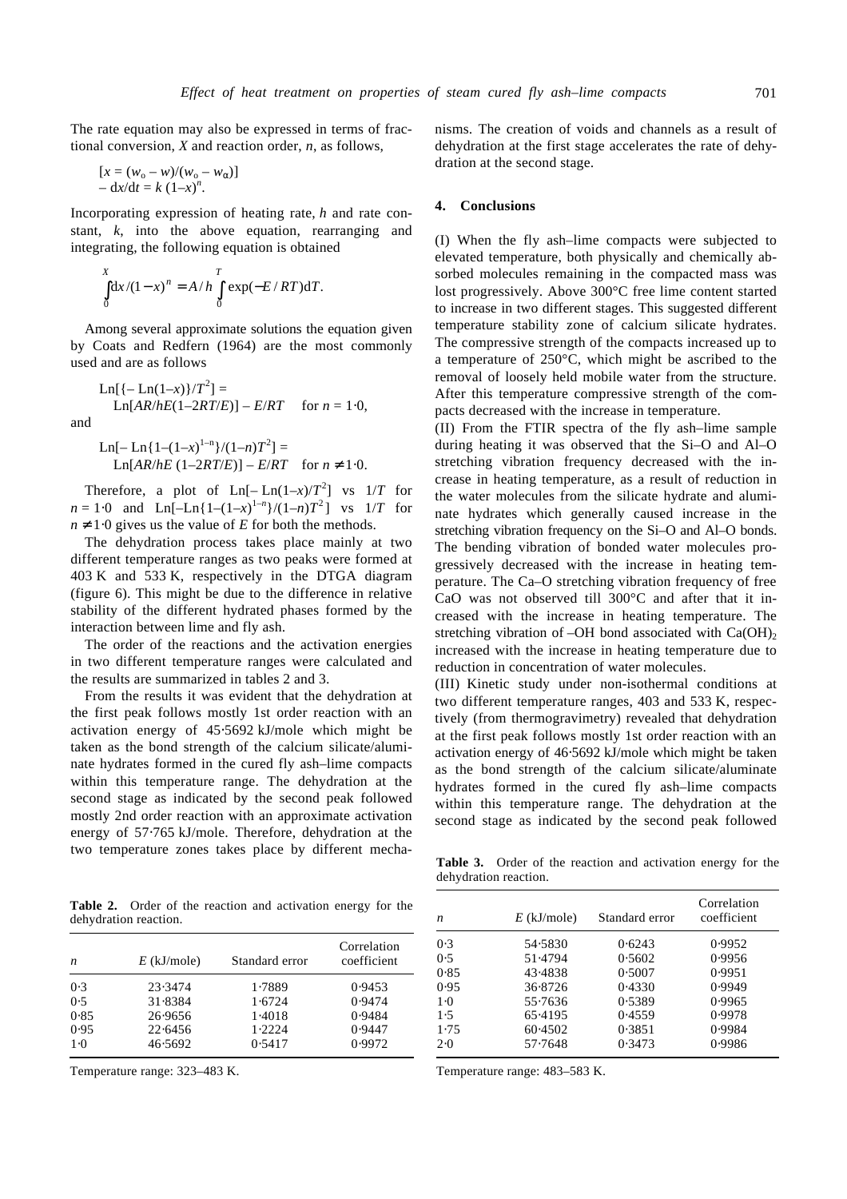The rate equation may also be expressed in terms of fractional conversion, $X$ and reaction order, $n$, as follows,

$$[x = (w_o - w)/(w_o - w_\alpha)]$$
$$-\,dx/dt = k\,(1-x)^n.$$

Incorporating expression of heating rate, $h$ and rate constant, $k$, into the above equation, rearranging and integrating, the following equation is obtained

$$\int_0^X dx/(1-x)^n = A/h \int_0^T \exp(-E/RT)\,dT.$$

Among several approximate solutions the equation given by Coats and Redfern (1964) are the most commonly used and are as follows

$$\mathrm{Ln}[\{-\mathrm{Ln}(1-x)\}/T^2] = \mathrm{Ln}[AR/hE(1-2RT/E)] - E/RT \quad \text{for } n = 1{\cdot}0,$$

and

$$\mathrm{Ln}[-\mathrm{Ln}\{1-(1-x)^{1-n}\}/(1-n)T^2] = \mathrm{Ln}[AR/hE\,(1-2RT/E)] - E/RT \quad \text{for } n \neq 1{\cdot}0.$$

Therefore, a plot of $\mathrm{Ln}[-\mathrm{Ln}(1-x)/T^2]$ vs $1/T$ for $n = 1{\cdot}0$ and $\mathrm{Ln}[-\mathrm{Ln}\{1-(1-x)^{1-n}\}/(1-n)T^2]$ vs $1/T$ for $n \neq 1{\cdot}0$ gives us the value of $E$ for both the methods.

The dehydration process takes place mainly at two different temperature ranges as two peaks were formed at 403 K and 533 K, respectively in the DTGA diagram (figure 6). This might be due to the difference in relative stability of the different hydrated phases formed by the interaction between lime and fly ash.

The order of the reactions and the activation energies in two different temperature ranges were calculated and the results are summarized in tables 2 and 3.

From the results it was evident that the dehydration at the first peak follows mostly 1st order reaction with an activation energy of 45·5692 kJ/mole which might be taken as the bond strength of the calcium silicate/aluminate hydrates formed in the cured fly ash–lime compacts within this temperature range. The dehydration at the second stage as indicated by the second peak followed mostly 2nd order reaction with an approximate activation energy of 57·765 kJ/mole. Therefore, dehydration at the two temperature zones takes place by different mechanisms. The creation of voids and channels as a result of dehydration at the first stage accelerates the rate of dehydration at the second stage.

**Table 2.** Order of the reaction and activation energy for the dehydration reaction.

| $n$ | $E$ (kJ/mole) | Standard error | Correlation coefficient |
|---|---|---|---|
| 0·3 | 23·3474 | 1·7889 | 0·9453 |
| 0·5 | 31·8384 | 1·6724 | 0·9474 |
| 0·85 | 26·9656 | 1·4018 | 0·9484 |
| 0·95 | 22·6456 | 1·2224 | 0·9447 |
| 1·0 | 46·5692 | 0·5417 | 0·9972 |

Temperature range: 323–483 K.

## 4. Conclusions

(I) When the fly ash–lime compacts were subjected to elevated temperature, both physically and chemically absorbed molecules remaining in the compacted mass was lost progressively. Above 300°C free lime content started to increase in two different stages. This suggested different temperature stability zone of calcium silicate hydrates. The compressive strength of the compacts increased up to a temperature of 250°C, which might be ascribed to the removal of loosely held mobile water from the structure. After this temperature compressive strength of the compacts decreased with the increase in temperature.

(II) From the FTIR spectra of the fly ash–lime sample during heating it was observed that the Si–O and Al–O stretching vibration frequency decreased with the increase in heating temperature, as a result of reduction in the water molecules from the silicate hydrate and aluminate hydrates which generally caused increase in the stretching vibration frequency on the Si–O and Al–O bonds. The bending vibration of bonded water molecules progressively decreased with the increase in heating temperature. The Ca–O stretching vibration frequency of free CaO was not observed till 300°C and after that it increased with the increase in heating temperature. The stretching vibration of –OH bond associated with $Ca(OH)_2$ increased with the increase in heating temperature due to reduction in concentration of water molecules.

(III) Kinetic study under non-isothermal conditions at two different temperature ranges, 403 and 533 K, respectively (from thermogravimetry) revealed that dehydration at the first peak follows mostly 1st order reaction with an activation energy of 46·5692 kJ/mole which might be taken as the bond strength of the calcium silicate/aluminate hydrates formed in the cured fly ash–lime compacts within this temperature range. The dehydration at the second stage as indicated by the second peak followed

**Table 3.** Order of the reaction and activation energy for the dehydration reaction.

| $n$ | $E$ (kJ/mole) | Standard error | Correlation coefficient |
|---|---|---|---|
| 0·3 | 54·5830 | 0·6243 | 0·9952 |
| 0·5 | 51·4794 | 0·5602 | 0·9956 |
| 0·85 | 43·4838 | 0·5007 | 0·9951 |
| 0·95 | 36·8726 | 0·4330 | 0·9949 |
| 1·0 | 55·7636 | 0·5389 | 0·9965 |
| 1·5 | 65·4195 | 0·4559 | 0·9978 |
| 1·75 | 60·4502 | 0·3851 | 0·9984 |
| 2·0 | 57·7648 | 0·3473 | 0·9986 |

Temperature range: 483–583 K.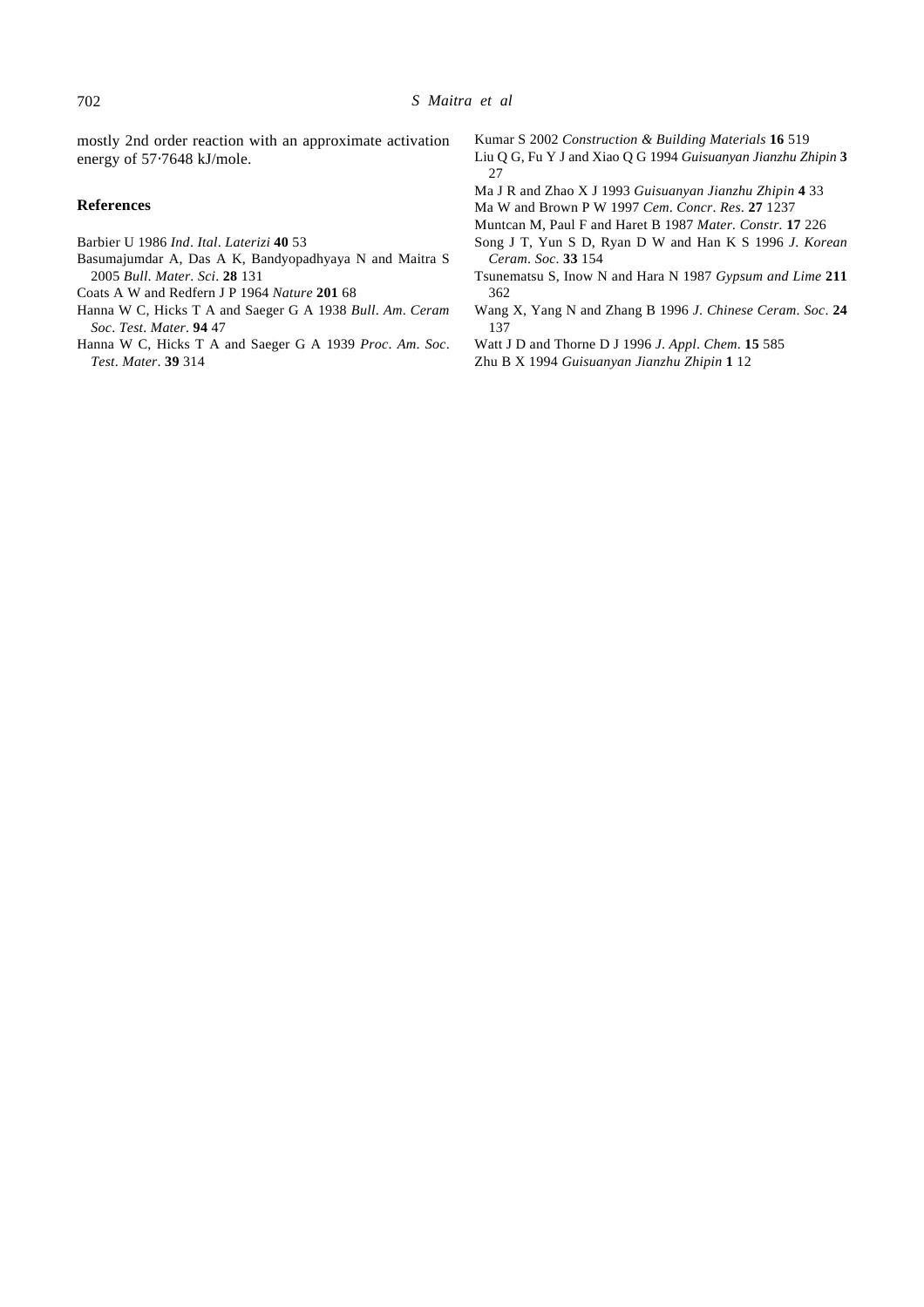mostly 2nd order reaction with an approximate activation energy of 57·7648 kJ/mole.

## References

Barbier U 1986 *Ind. Ital. Laterizi* **40** 53

Basumajumdar A, Das A K, Bandyopadhyaya N and Maitra S 2005 *Bull. Mater. Sci.* **28** 131

Coats A W and Redfern J P 1964 *Nature* **201** 68

Hanna W C, Hicks T A and Saeger G A 1938 *Bull. Am. Ceram Soc. Test. Mater.* **94** 47

Hanna W C, Hicks T A and Saeger G A 1939 *Proc. Am. Soc. Test. Mater.* **39** 314

Kumar S 2002 *Construction & Building Materials* **16** 519

Liu Q G, Fu Y J and Xiao Q G 1994 *Guisuanyan Jianzhu Zhipin* **3** 27

Ma J R and Zhao X J 1993 *Guisuanyan Jianzhu Zhipin* **4** 33

Ma W and Brown P W 1997 *Cem. Concr. Res.* **27** 1237

Muntcan M, Paul F and Haret B 1987 *Mater. Constr.* **17** 226

Song J T, Yun S D, Ryan D W and Han K S 1996 *J. Korean Ceram. Soc.* **33** 154

Tsunematsu S, Inow N and Hara N 1987 *Gypsum and Lime* **211** 362

Wang X, Yang N and Zhang B 1996 *J. Chinese Ceram. Soc.* **24** 137

Watt J D and Thorne D J 1996 *J. Appl. Chem.* **15** 585

Zhu B X 1994 *Guisuanyan Jianzhu Zhipin* **1** 12